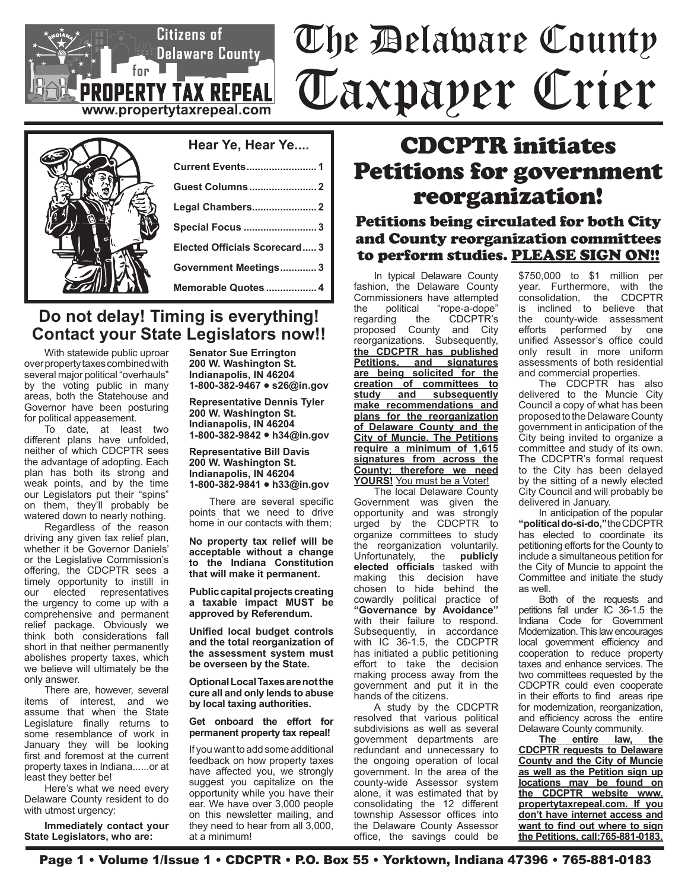Citizens of Delaware County for PROPERTY TAX REPEAL
www.propertytaxrepeal.com

# The Delaware County Taxpayer Crier

**Hear Ye, Hear Ye....**

- Current Events....................... 1
- Guest Columns....................... 2
- Legal Chambers....................... 2
- Special Focus......................... 3
- Elected Officials Scorecard..... 3
- Government Meetings............ 3
- Memorable Quotes.................. 4

## Do not delay! Timing is everything! Contact your State Legislators now!!

With statewide public uproar over property taxes combined with several major political "overhauls" by the voting public in many areas, both the Statehouse and Governor have been posturing for political appeasement.

To date, at least two different plans have unfolded, neither of which CDCPTR sees the advantage of adopting. Each plan has both its strong and weak points, and by the time our Legislators put their "spins" on them, they'll probably be watered down to nearly nothing.

Regardless of the reason driving any given tax relief plan, whether it be Governor Daniels' or the Legislative Commission's offering, the CDCPTR sees a timely opportunity to instill in our elected representatives the urgency to come up with a comprehensive and permanent relief package. Obviously we think both considerations fall short in that neither permanently abolishes property taxes, which we believe will ultimately be the only answer.

There are, however, several items of interest, and we assume that when the State Legislature finally returns to some resemblance of work in January they will be looking first and foremost at the current property taxes in Indiana......or at least they better be!

Here's what we need every Delaware County resident to do with utmost urgency:

**Immediately contact your State Legislators, who are:**

**Senator Sue Errington**
**200 W. Washington St.**
**Indianapolis, IN 46204**
**1-800-382-9467 • s26@in.gov**

**Representative Dennis Tyler**
**200 W. Washington St.**
**Indianapolis, IN 46204**
**1-800-382-9842 • h34@in.gov**

**Representative Bill Davis**
**200 W. Washington St.**
**Indianapolis, IN 46204**
**1-800-382-9841 • h33@in.gov**

There are several specific points that we need to drive home in our contacts with them;

**No property tax relief will be acceptable without a change to the Indiana Constitution that will make it permanent.**

**Public capital projects creating a taxable impact MUST be approved by Referendum.**

**Unified local budget controls and the total reorganization of the assessment system must be overseen by the State.**

**Optional Local Taxes are not the cure all and only lends to abuse by local taxing authorities.**

**Get onboard the effort for permanent property tax repeal!**

If you want to add some additional feedback on how property taxes have affected you, we strongly suggest you capitalize on the opportunity while you have their ear. We have over 3,000 people on this newsletter mailing, and they need to hear from all 3,000, at a minimum!

## CDCPTR initiates Petitions for government reorganization!

### Petitions being circulated for both City and County reorganization committees to perform studies. PLEASE SIGN ON!!

In typical Delaware County fashion, the Delaware County Commissioners have attempted the political "rope-a-dope" regarding the CDCPTR's proposed County and City reorganizations. Subsequently, **the CDCPTR has published Petitions, and signatures are being solicited for the creation of committees to study and subsequently make recommendations and plans for the reorganization of Delaware County and the City of Muncie. The Petitions require a minimum of 1,615 signatures from across the County; therefore we need YOURS!** You must be a Voter!

The local Delaware County Government was given the opportunity and was strongly urged by the CDCPTR to organize committees to study the reorganization voluntarily. Unfortunately, the **publicly elected officials** tasked with making this decision have chosen to hide behind the cowardly political practice of **"Governance by Avoidance"** with their failure to respond. Subsequently, in accordance with IC 36-1.5, the CDCPTR has initiated a public petitioning effort to take the decision making process away from the government and put it in the hands of the citizens.

A study by the CDCPTR resolved that various political subdivisions as well as several government departments are redundant and unnecessary to the ongoing operation of local government. In the area of the county-wide Assessor system alone, it was estimated that by consolidating the 12 different township Assessor offices into the Delaware County Assessor office, the savings could be $750,000 to $1 million per year. Furthermore, with the consolidation, the CDCPTR is inclined to believe that the county-wide assessment efforts performed by one unified Assessor's office could only result in more uniform assessments of both residential and commercial properties.

The CDCPTR has also delivered to the Muncie City Council a copy of what has been proposed to the Delaware County government in anticipation of the City being invited to organize a committee and study of its own. The CDCPTR's formal request to the City has been delayed by the sitting of a newly elected City Council and will probably be delivered in January.

In anticipation of the popular **"political do-si-do,"** the CDCPTR has elected to coordinate its petitioning efforts for the County to include a simultaneous petition for the City of Muncie to appoint the Committee and initiate the study as well.

Both of the requests and petitions fall under IC 36-1.5 the Indiana Code for Government Modernization. This law encourages local government efficiency and cooperation to reduce property taxes and enhance services. The two committees requested by the CDCPTR could even cooperate in their efforts to find areas ripe for modernization, reorganization, and efficiency across the entire Delaware County community.

**The entire law, the CDCPTR requests to Delaware County and the City of Muncie as well as the Petition sign up locations may be found on the CDCPTR website www.propertytaxrepeal.com. If you don't have internet access and want to find out where to sign the Petitions, call: 765-881-0183.**

Page 1 • Volume 1/Issue 1 • CDCPTR • P.O. Box 55 • Yorktown, Indiana 47396 • 765-881-0183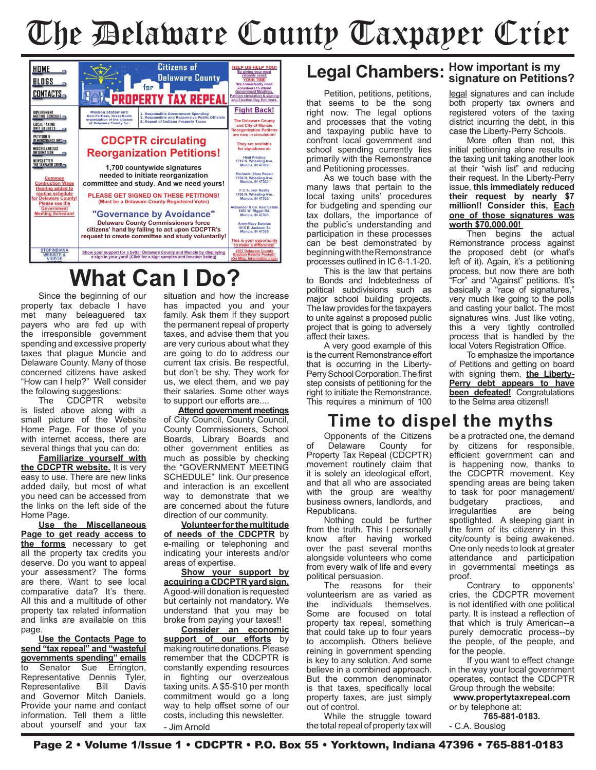# The Delaware County Taxpayer Crier

HOME

BLOGS

CONTACTS

GOVERNMENT MEETING SCHEDULE

LOCAL TAXING UNIT BUDGETS

PETITION & REMONSTRANCE INFO

MISCELLANEOUS INFORMATION

NEWSLETTER THE TAXPAYER CRIER

Common Contruction Wage Hearing added to routine schedule for Delaware County! Please see the Government Meeting Schedule!

STOPINDIANA WEBSITE & VIDEOS

Citizens of Delaware County for PROPERTY TAX REPEAL

Mission Statement: Non-Partisan, Grass Roots organization of the citizens of Delaware County for:

1. Responsible Government Spending
2. Responsible and Responsive Public Officials
3. Repeal of Indiana Property Taxes

**CDCPTR circulating Reorganization Petitions!**

**1,700 countywide signatures needed to initiate reorganization committee and study. And we need yours!**

**PLEASE GET SIGNED ON THESE PETITIONS! (Must be a Delaware County Registered Voter)**

**"Governance by Avoidance"**

**Delaware County Commissioners force citizens' hand by failing to act upon CDCPTR's request to create committee and study voluntarily!**

Show your support for a better Delaware County and Muncie by displaying a sign in your yard! (Click for a sign samples and location listing)

HELP US HELP YOU! By giving your most valuable asset: YOUR TIME We consistently need volunteers to attend Government Meetings, Petition circulation & signing and Election Day Poll work.

Fight Back!

The Delaware County and City of Muncie Reorganization Petitons are now in circulation!

They are available for signatures at:

Hiatt Printing 1716 N. Wheeling Ave. Muncie, IN 47303

Michaels' Shoe Repair 1706 N. Wheeling Ave. Muncie, IN 47303

F.C.Tucker Realty 1706 N. Wheeling Ave. Muncie, IN 47303

Alexander & Co. Real Estate 1600 W. Riggin Rd. Muncie, IN 47303

Army-Navy Surplus 1810 E. Jackson St. Muncie, IN 47305

This is your opportunity to make a difference!

2007 Delaware County Election Results Posted!! (On Misc. Information page)

# What Can I Do?

Since the beginning of our property tax debacle I have met many beleaguered tax payers who are fed up with the irresponsible government spending and excessive property taxes that plague Muncie and Delaware County. Many of those concerned citizens have asked "How can I help?" Well consider the following suggestions:

The CDCPTR website is listed above along with a small picture of the Website Home Page. For those of you with internet access, there are several things that you can do:

**Familiarize yourself with the CDCPTR website.** It is very easy to use. There are new links added daily, but most of what you need can be accessed from the links on the left side of the Home Page.

**Use the Miscellaneous Page to get ready access to the forms** necessary to get all the property tax credits you deserve. Do you want to appeal your assessment? The forms are there. Want to see local comparative data? It's there. All this and a multitude of other property tax related information and links are available on this page.

**Use the Contacts Page to send "tax repeal" and "wasteful governments spending" emails** to Senator Sue Errington, Representative Dennis Tyler, Representative Bill Davis and Governor Mitch Daniels. Provide your name and contact information. Tell them a little about yourself and your tax situation and how the increase has impacted you and your family. Ask them if they support the permanent repeal of property taxes, and advise them that you are very curious about what they are going to do to address our current tax crisis. Be respectful, but don't be shy. They work for us, we elect them, and we pay their salaries. Some other ways to support our efforts are....

**Attend government meetings** of City Council, County Council, County Commissioners, School Boards, Library Boards and other government entities as much as possible by checking the "GOVERNMENT MEETING SCHEDULE" link. Our presence and interaction is an excellent way to demonstrate that we are concerned about the future direction of our community.

**Volunteer for the multitude of needs of the CDCPTR** by e-mailing or telephoning and indicating your interests and/or areas of expertise.

**Show your support by acquiring a CDCPTR yard sign.** A good-will donation is requested but certainly not mandatory. We understand that you may be broke from paying your taxes!!

**Consider an economic support of our efforts** by making routine donations. Please remember that the CDCPTR is constantly expending resources in fighting our overzealous taxing units. A $5-$10 per month commitment would go a long way to help offset some of our costs, including this newsletter.

\- Jim Arnold

# Legal Chambers: How important is my signature on Petitions?

Petition, petitions, petitions, that seems to be the song right now. The legal options and processes that the voting and taxpaying public have to confront local government and school spending currently lies primarily with the Remonstrance and Petitioning processes.

As we touch base with the many laws that pertain to the local taxing units' procedures for budgeting and spending our tax dollars, the importance of the public's understanding and participation in these processes can be best demonstrated by beginning with the Remonstrance processes outlined in IC 6-1.1-20.

This is the law that pertains to Bonds and Indebtedness of political subdivisions such as major school building projects. The law provides for the taxpayers to unite against a proposed public project that is going to adversely affect their taxes.

A very good example of this is the current Remonstrance effort that is occurring in the Liberty-Perry School Corporation. The first step consists of petitioning for the right to initiate the Remonstrance. This requires a minimum of 100 legal signatures and can include both property tax owners and registered voters of the taxing district incurring the debt, in this case the Liberty-Perry Schools.

More often than not, this initial petitioning alone results in the taxing unit taking another look at their "wish list" and reducing their request. In the Liberty-Perry issue, **this immediately reduced their request by nearly $7 million!! Consider this, Each one of those signatures was worth $70,000.00!**

Then begins the actual Remonstrance process against the proposed debt (or what's left of it). Again, it's a petitioning process, but now there are both "For" and "Against" petitions. It's basically a "race of signatures," very much like going to the polls and casting your ballot. The most signatures wins. Just like voting, this a very tightly controlled process that is handled by the local Voters Registration Office.

To emphasize the importance of Petitions and getting on board with signing them, **the Liberty-Perry debt appears to have been defeated!** Congratulations to the Selma area citizens!!

# Time to dispel the myths

Opponents of the Citizens of Delaware County for Property Tax Repeal (CDCPTR) movement routinely claim that it is solely an ideological effort, and that all who are associated with the group are wealthy business owners, landlords, and Republicans.

Nothing could be further from the truth. This I personally know after having worked over the past several months alongside volunteers who come from every walk of life and every political persuasion.

The reasons for their volunteerism are as varied as the individuals themselves. Some are focused on total property tax repeal, something that could take up to four years to accomplish. Others believe reining in government spending is key to any solution. And some believe in a combined approach. But the common denominator is that taxes, specifically local property taxes, are just simply out of control.

While the struggle toward the total repeal of property tax will be a protracted one, the demand by citizens for responsible, efficient government can and is happening now, thanks to the CDCPTR movement. Key spending areas are being taken to task for poor management/budgetary practices, and irregularities are being spotlighted. A sleeping giant in the form of its citizenry in this city/county is being awakened. One only needs to look at greater attendance and participation in governmental meetings as proof.

Contrary to opponents' cries, the CDCPTR movement is not identified with one political party. It is instead a reflection of that which is truly American--a purely democratic process--by the people, of the people, and for the people.

If you want to effect change in the way your local government operates, contact the CDCPTR Group through the website:

**www.propertytaxrepeal.com**

or by telephone at:

**765-881-0183.**

\- C.A. Bouslog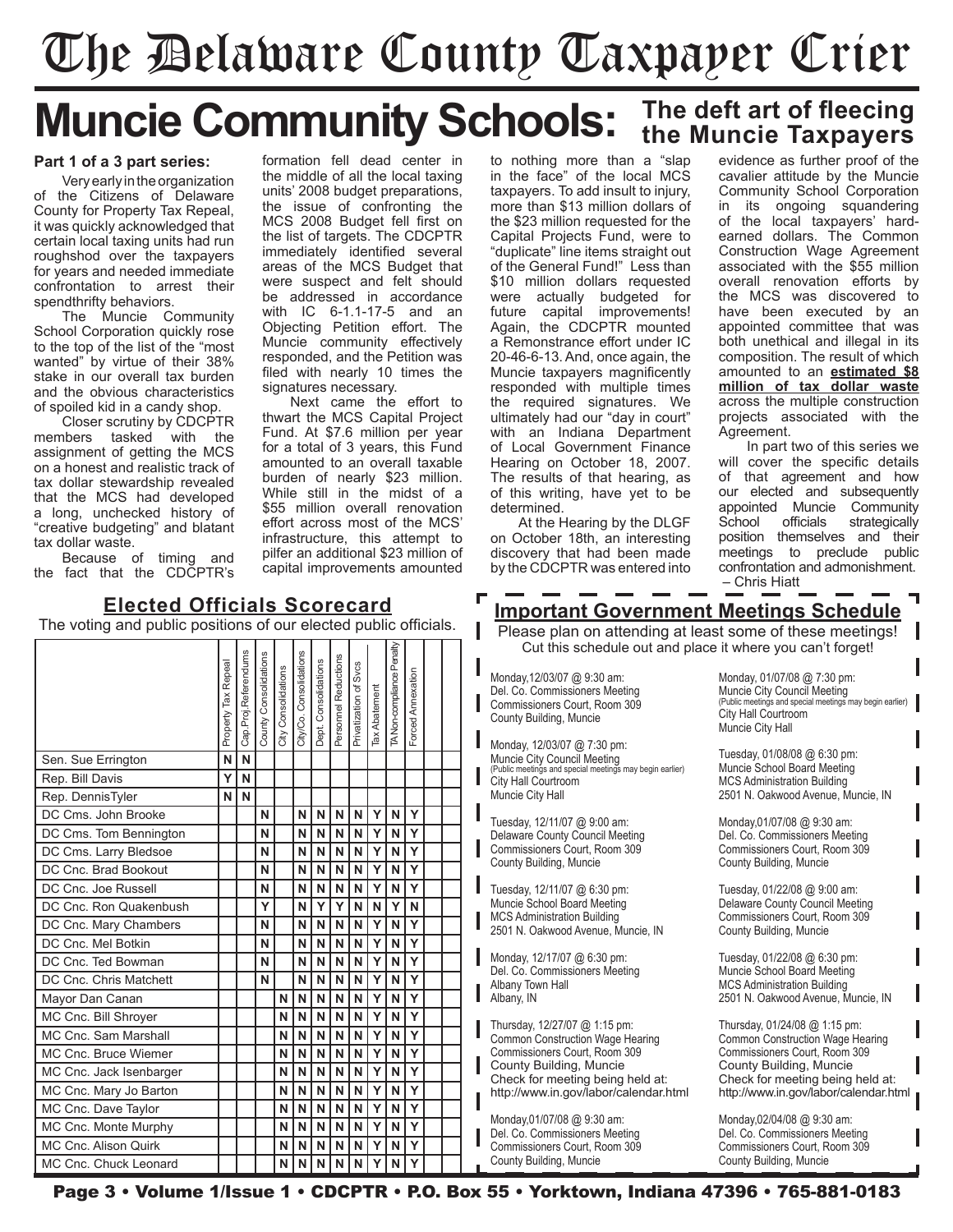# The Delaware County Taxpayer Crier

# Muncie Community Schools: The deft art of fleecing the Muncie Taxpayers

**Part 1 of a 3 part series:**

Very early in the organization of the Citizens of Delaware County for Property Tax Repeal, it was quickly acknowledged that certain local taxing units had run roughshod over the taxpayers for years and needed immediate confrontation to arrest their spendthrifty behaviors.

The Muncie Community School Corporation quickly rose to the top of the list of the "most wanted" by virtue of their 38% stake in our overall tax burden and the obvious characteristics of spoiled kid in a candy shop.

Closer scrutiny by CDCPTR members tasked with the assignment of getting the MCS on a honest and realistic track of tax dollar stewardship revealed that the MCS had developed a long, unchecked history of "creative budgeting" and blatant tax dollar waste.

Because of timing and the fact that the CDCPTR's formation fell dead center in the middle of all the local taxing units' 2008 budget preparations, the issue of confronting the MCS 2008 Budget fell first on the list of targets. The CDCPTR immediately identified several areas of the MCS Budget that were suspect and felt should be addressed in accordance with IC 6-1.1-17-5 and an Objecting Petition effort. The Muncie community effectively responded, and the Petition was filed with nearly 10 times the signatures necessary.

Next came the effort to thwart the MCS Capital Project Fund. At $7.6 million per year for a total of 3 years, this Fund amounted to an overall taxable burden of nearly $23 million. While still in the midst of a $55 million overall renovation effort across most of the MCS' infrastructure, this attempt to pilfer an additional $23 million of capital improvements amounted to nothing more than a "slap in the face" of the local MCS taxpayers. To add insult to injury, more than $13 million dollars of the $23 million requested for the Capital Projects Fund, were to "duplicate" line items straight out of the General Fund!" Less than $10 million dollars requested were actually budgeted for future capital improvements! Again, the CDCPTR mounted a Remonstrance effort under IC 20-46-6-13. And, once again, the Muncie taxpayers magnificently responded with multiple times the required signatures. We ultimately had our "day in court" with an Indiana Department of Local Government Finance Hearing on October 18, 2007. The results of that hearing, as of this writing, have yet to be determined.

At the Hearing by the DLGF on October 18th, an interesting discovery that had been made by the CDCPTR was entered into evidence as further proof of the cavalier attitude by the Muncie Community School Corporation in its ongoing squandering of the local taxpayers' hard-earned dollars. The Common Construction Wage Agreement associated with the $55 million overall renovation efforts by the MCS was discovered to have been executed by an appointed committee that was both unethical and illegal in its composition. The result of which amounted to an **estimated $8 million of tax dollar waste** across the multiple construction projects associated with the Agreement.

In part two of this series we will cover the specific details of that agreement and how our elected and subsequently appointed Muncie Community School officials strategically position themselves and their meetings to preclude public confrontation and admonishment.

– Chris Hiatt

## Elected Officials Scorecard

The voting and public positions of our elected public officials.

| | Property Tax Repeal | Cap.Proj.Referendums | County Consolidations | City Consolidations | City/Co. Consolidations | Dept. Consolidations | Personnel Reductions | Privatization of Svcs | Tax Abatement | TA Non-compliance Penalty | Forced Annexation |
|---|---|---|---|---|---|---|---|---|---|---|---|
| Sen. Sue Errington | N | N | | | | | | | | | |
| Rep. Bill Davis | Y | N | | | | | | | | | |
| Rep. DennisTyler | N | N | | | | | | | | | |
| DC Cms. John Brooke | | | N | | N | N | N | N | Y | N | Y |
| DC Cms. Tom Bennington | | | N | | N | N | N | N | Y | N | Y |
| DC Cms. Larry Bledsoe | | | N | | N | N | N | N | Y | N | Y |
| DC Cnc. Brad Bookout | | | N | | N | N | N | N | Y | N | Y |
| DC Cnc. Joe Russell | | | N | | N | N | N | N | Y | N | Y |
| DC Cnc. Ron Quakenbush | | | Y | | N | Y | Y | N | N | Y | N |
| DC Cnc. Mary Chambers | | | N | | N | N | N | N | Y | N | Y |
| DC Cnc. Mel Botkin | | | N | | N | N | N | N | Y | N | Y |
| DC Cnc. Ted Bowman | | | N | | N | N | N | N | Y | N | Y |
| DC Cnc. Chris Matchett | | | N | | N | N | N | N | Y | N | Y |
| Mayor Dan Canan | | | | N | N | N | N | N | Y | N | Y |
| MC Cnc. Bill Shroyer | | | | N | N | N | N | N | Y | N | Y |
| MC Cnc. Sam Marshall | | | | N | N | N | N | N | Y | N | Y |
| MC Cnc. Bruce Wiemer | | | | N | N | N | N | N | Y | N | Y |
| MC Cnc. Jack Isenbarger | | | | N | N | N | N | N | Y | N | Y |
| MC Cnc. Mary Jo Barton | | | | N | N | N | N | N | Y | N | Y |
| MC Cnc. Dave Taylor | | | | N | N | N | N | N | Y | N | Y |
| MC Cnc. Monte Murphy | | | | N | N | N | N | N | Y | N | Y |
| MC Cnc. Alison Quirk | | | | N | N | N | N | N | Y | N | Y |
| MC Cnc. Chuck Leonard | | | | N | N | N | N | N | Y | N | Y |

## Important Government Meetings Schedule

Please plan on attending at least some of these meetings!
Cut this schedule out and place it where you can't forget!

Monday,12/03/07 @ 9:30 am:
Del. Co. Commissioners Meeting
Commissioners Court, Room 309
County Building, Muncie

Monday, 12/03/07 @ 7:30 pm:
Muncie City Council Meeting
(Public meetings and special meetings may begin earlier)
City Hall Courtroom
Muncie City Hall

Tuesday, 12/11/07 @ 9:00 am:
Delaware County Council Meeting
Commissioners Court, Room 309
County Building, Muncie

Tuesday, 12/11/07 @ 6:30 pm:
Muncie School Board Meeting
MCS Administration Building
2501 N. Oakwood Avenue, Muncie, IN

Monday, 12/17/07 @ 6:30 pm:
Del. Co. Commissioners Meeting
Albany Town Hall
Albany, IN

Thursday, 12/27/07 @ 1:15 pm:
Common Construction Wage Hearing
Commissioners Court, Room 309
County Building, Muncie
Check for meeting being held at:
http://www.in.gov/labor/calendar.html

Monday,01/07/08 @ 9:30 am:
Del. Co. Commissioners Meeting
Commissioners Court, Room 309
County Building, Muncie

Monday, 01/07/08 @ 7:30 pm:
Muncie City Council Meeting
(Public meetings and special meetings may begin earlier)
City Hall Courtroom
Muncie City Hall

Tuesday, 01/08/08 @ 6:30 pm:
Muncie School Board Meeting
MCS Administration Building
2501 N. Oakwood Avenue, Muncie, IN

Monday,01/07/08 @ 9:30 am:
Del. Co. Commissioners Meeting
Commissioners Court, Room 309
County Building, Muncie

Tuesday, 01/22/08 @ 9:00 am:
Delaware County Council Meeting
Commissioners Court, Room 309
County Building, Muncie

Tuesday, 01/22/08 @ 6:30 pm:
Muncie School Board Meeting
MCS Administration Building
2501 N. Oakwood Avenue, Muncie, IN

Thursday, 01/24/08 @ 1:15 pm:
Common Construction Wage Hearing
Commissioners Court, Room 309
County Building, Muncie
Check for meeting being held at:
http://www.in.gov/labor/calendar.html

Monday,02/04/08 @ 9:30 am:
Del. Co. Commissioners Meeting
Commissioners Court, Room 309
County Building, Muncie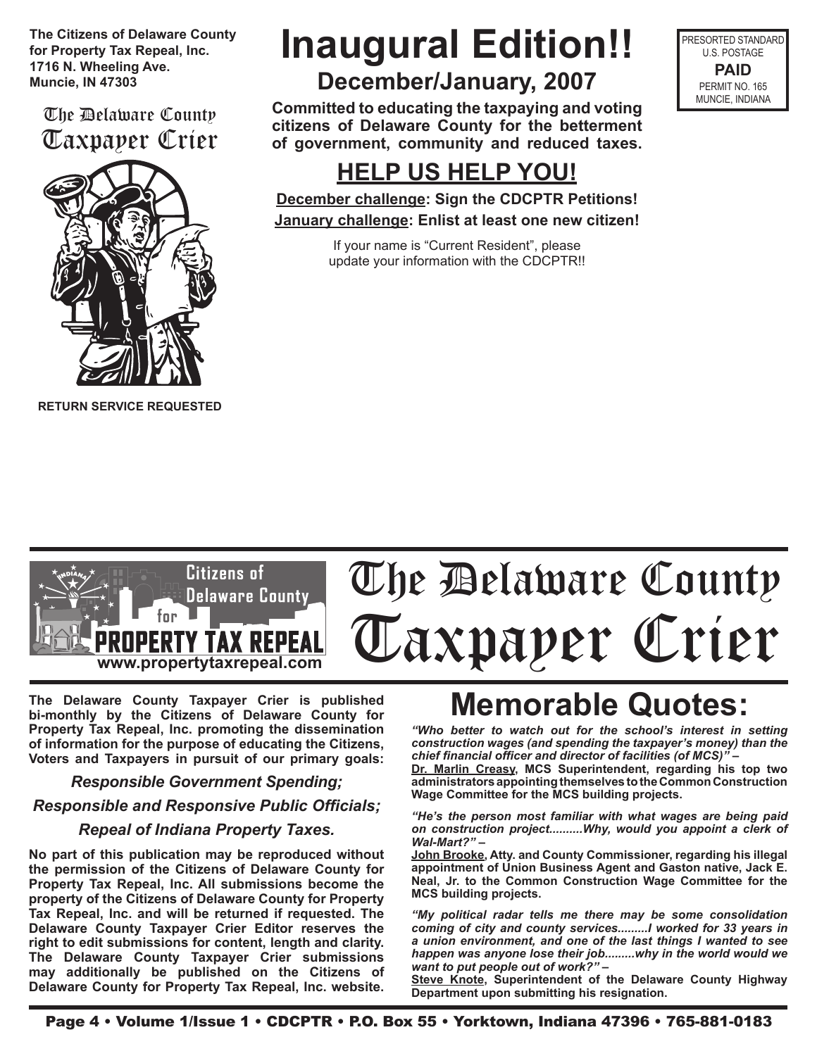The Citizens of Delaware County for Property Tax Repeal, Inc.
1716 N. Wheeling Ave.
Muncie, IN 47303

The Delaware County Taxpayer Crier

RETURN SERVICE REQUESTED

# Inaugural Edition!!

## December/January, 2007

**Committed to educating the taxpaying and voting citizens of Delaware County for the betterment of government, community and reduced taxes.**

## HELP US HELP YOU!

**December challenge: Sign the CDCPTR Petitions!**

**January challenge: Enlist at least one new citizen!**

If your name is "Current Resident", please update your information with the CDCPTR!!

PRESORTED STANDARD
U.S. POSTAGE
**PAID**
PERMIT NO. 165
MUNCIE, INDIANA

Citizens of Delaware County for PROPERTY TAX REPEAL
www.propertytaxrepeal.com

# The Delaware County Taxpayer Crier

**The Delaware County Taxpayer Crier is published bi-monthly by the Citizens of Delaware County for Property Tax Repeal, Inc. promoting the dissemination of information for the purpose of educating the Citizens, Voters and Taxpayers in pursuit of our primary goals:**

***Responsible Government Spending;***

***Responsible and Responsive Public Officials;***

***Repeal of Indiana Property Taxes.***

**No part of this publication may be reproduced without the permission of the Citizens of Delaware County for Property Tax Repeal, Inc. All submissions become the property of the Citizens of Delaware County for Property Tax Repeal, Inc. and will be returned if requested. The Delaware County Taxpayer Crier Editor reserves the right to edit submissions for content, length and clarity. The Delaware County Taxpayer Crier submissions may additionally be published on the Citizens of Delaware County for Property Tax Repeal, Inc. website.**

# Memorable Quotes:

***"Who better to watch out for the school's interest in setting construction wages (and spending the taxpayer's money) than the chief financial officer and director of facilities (of MCS)" –***
**Dr. Marlin Creasy, MCS Superintendent, regarding his top two administrators appointing themselves to the Common Construction Wage Committee for the MCS building projects.**

***"He's the person most familiar with what wages are being paid on construction project..........Why, would you appoint a clerk of Wal-Mart?" –***
**John Brooke, Atty. and County Commissioner, regarding his illegal appointment of Union Business Agent and Gaston native, Jack E. Neal, Jr. to the Common Construction Wage Committee for the MCS building projects.**

***"My political radar tells me there may be some consolidation coming of city and county services.........I worked for 33 years in a union environment, and one of the last things I wanted to see happen was anyone lose their job.........why in the world would we want to put people out of work?" –***
**Steve Knote, Superintendent of the Delaware County Highway Department upon submitting his resignation.**

Page 4 • Volume 1/Issue 1 • CDCPTR • P.O. Box 55 • Yorktown, Indiana 47396 • 765-881-0183